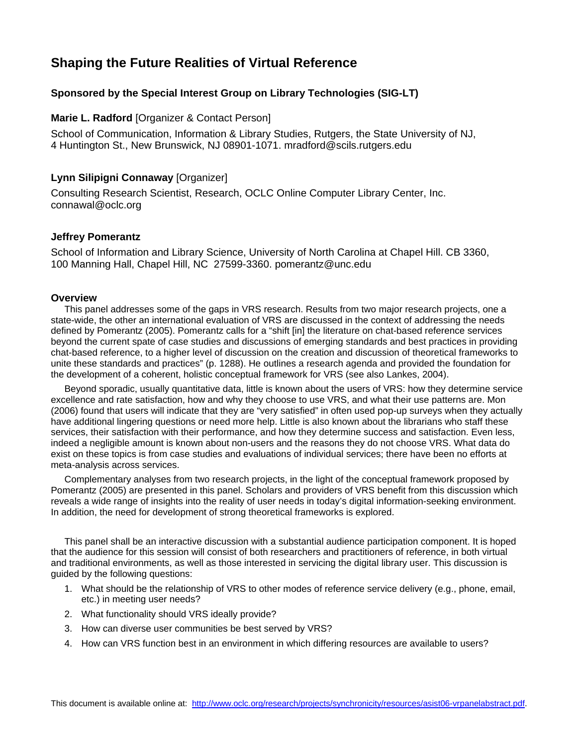# Shaping the Future Realities of Virtual Reference

### Sponsored by the Special Interest Group on Library Technologies (SIG-LT)

**Marie L. Radford** [Organizer & Contact Person]

School of Communication, Information & Library Studies, Rutgers, the State University of NJ, 4 Huntington St., New Brunswick, NJ 08901-1071. mradford@scils.rutgers.edu

**Lynn Silipigni Connaway** [Organizer]

Consulting Research Scientist, Research, OCLC Online Computer Library Center, Inc. connawal@oclc.org

**Jeffrey Pomerantz**

School of Information and Library Science, University of North Carolina at Chapel Hill. CB 3360, 100 Manning Hall, Chapel Hill, NC 27599-3360. pomerantz@unc.edu

## Overview

This panel addresses some of the gaps in VRS research. Results from two major research projects, one a state-wide, the other an international evaluation of VRS are discussed in the context of addressing the needs defined by Pomerantz (2005). Pomerantz calls for a "shift [in] the literature on chat-based reference services beyond the current spate of case studies and discussions of emerging standards and best practices in providing chat-based reference, to a higher level of discussion on the creation and discussion of theoretical frameworks to unite these standards and practices" (p. 1288). He outlines a research agenda and provided the foundation for the development of a coherent, holistic conceptual framework for VRS (see also Lankes, 2004).

Beyond sporadic, usually quantitative data, little is known about the users of VRS: how they determine service excellence and rate satisfaction, how and why they choose to use VRS, and what their use patterns are. Mon (2006) found that users will indicate that they are "very satisfied" in often used pop-up surveys when they actually have additional lingering questions or need more help. Little is also known about the librarians who staff these services, their satisfaction with their performance, and how they determine success and satisfaction. Even less, indeed a negligible amount is known about non-users and the reasons they do not choose VRS. What data do exist on these topics is from case studies and evaluations of individual services; there have been no efforts at meta-analysis across services.

Complementary analyses from two research projects, in the light of the conceptual framework proposed by Pomerantz (2005) are presented in this panel. Scholars and providers of VRS benefit from this discussion which reveals a wide range of insights into the reality of user needs in today's digital information-seeking environment. In addition, the need for development of strong theoretical frameworks is explored.

This panel shall be an interactive discussion with a substantial audience participation component. It is hoped that the audience for this session will consist of both researchers and practitioners of reference, in both virtual and traditional environments, as well as those interested in servicing the digital library user. This discussion is guided by the following questions:

1. What should be the relationship of VRS to other modes of reference service delivery (e.g., phone, email, etc.) in meeting user needs?
2. What functionality should VRS ideally provide?
3. How can diverse user communities be best served by VRS?
4. How can VRS function best in an environment in which differing resources are available to users?

This document is available online at: http://www.oclc.org/research/projects/synchronicity/resources/asist06-vrpanelabstract.pdf.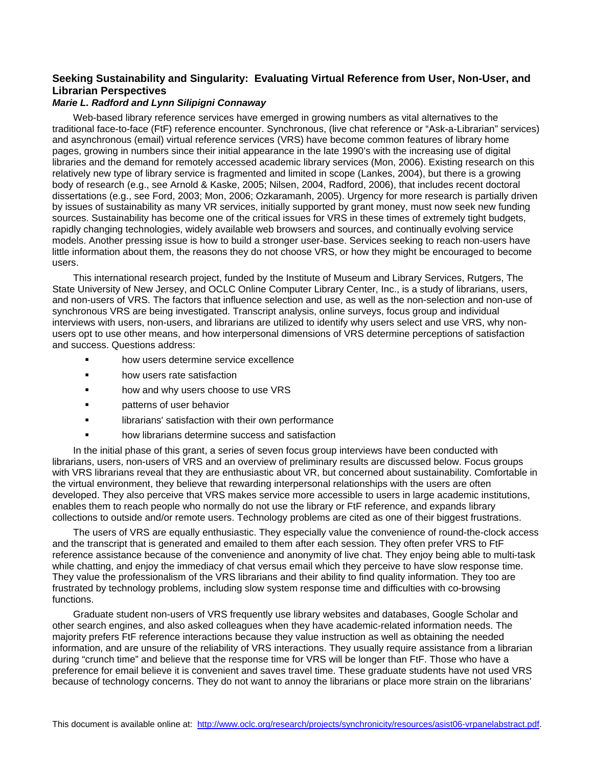### Seeking Sustainability and Singularity: Evaluating Virtual Reference from User, Non-User, and Librarian Perspectives

***Marie L. Radford and Lynn Silipigni Connaway***

Web-based library reference services have emerged in growing numbers as vital alternatives to the traditional face-to-face (FtF) reference encounter. Synchronous, (live chat reference or "Ask-a-Librarian" services) and asynchronous (email) virtual reference services (VRS) have become common features of library home pages, growing in numbers since their initial appearance in the late 1990's with the increasing use of digital libraries and the demand for remotely accessed academic library services (Mon, 2006). Existing research on this relatively new type of library service is fragmented and limited in scope (Lankes, 2004), but there is a growing body of research (e.g., see Arnold & Kaske, 2005; Nilsen, 2004, Radford, 2006), that includes recent doctoral dissertations (e.g., see Ford, 2003; Mon, 2006; Ozkaramanh, 2005). Urgency for more research is partially driven by issues of sustainability as many VR services, initially supported by grant money, must now seek new funding sources. Sustainability has become one of the critical issues for VRS in these times of extremely tight budgets, rapidly changing technologies, widely available web browsers and sources, and continually evolving service models. Another pressing issue is how to build a stronger user-base. Services seeking to reach non-users have little information about them, the reasons they do not choose VRS, or how they might be encouraged to become users.

This international research project, funded by the Institute of Museum and Library Services, Rutgers, The State University of New Jersey, and OCLC Online Computer Library Center, Inc., is a study of librarians, users, and non-users of VRS. The factors that influence selection and use, as well as the non-selection and non-use of synchronous VRS are being investigated. Transcript analysis, online surveys, focus group and individual interviews with users, non-users, and librarians are utilized to identify why users select and use VRS, why non-users opt to use other means, and how interpersonal dimensions of VRS determine perceptions of satisfaction and success. Questions address:

- how users determine service excellence
- how users rate satisfaction
- how and why users choose to use VRS
- patterns of user behavior
- librarians' satisfaction with their own performance
- how librarians determine success and satisfaction

In the initial phase of this grant, a series of seven focus group interviews have been conducted with librarians, users, non-users of VRS and an overview of preliminary results are discussed below. Focus groups with VRS librarians reveal that they are enthusiastic about VR, but concerned about sustainability. Comfortable in the virtual environment, they believe that rewarding interpersonal relationships with the users are often developed. They also perceive that VRS makes service more accessible to users in large academic institutions, enables them to reach people who normally do not use the library or FtF reference, and expands library collections to outside and/or remote users. Technology problems are cited as one of their biggest frustrations.

The users of VRS are equally enthusiastic. They especially value the convenience of round-the-clock access and the transcript that is generated and emailed to them after each session. They often prefer VRS to FtF reference assistance because of the convenience and anonymity of live chat. They enjoy being able to multi-task while chatting, and enjoy the immediacy of chat versus email which they perceive to have slow response time. They value the professionalism of the VRS librarians and their ability to find quality information. They too are frustrated by technology problems, including slow system response time and difficulties with co-browsing functions.

Graduate student non-users of VRS frequently use library websites and databases, Google Scholar and other search engines, and also asked colleagues when they have academic-related information needs. The majority prefers FtF reference interactions because they value instruction as well as obtaining the needed information, and are unsure of the reliability of VRS interactions. They usually require assistance from a librarian during "crunch time" and believe that the response time for VRS will be longer than FtF. Those who have a preference for email believe it is convenient and saves travel time. These graduate students have not used VRS because of technology concerns. They do not want to annoy the librarians or place more strain on the librarians'

This document is available online at: http://www.oclc.org/research/projects/synchronicity/resources/asist06-vrpanelabstract.pdf.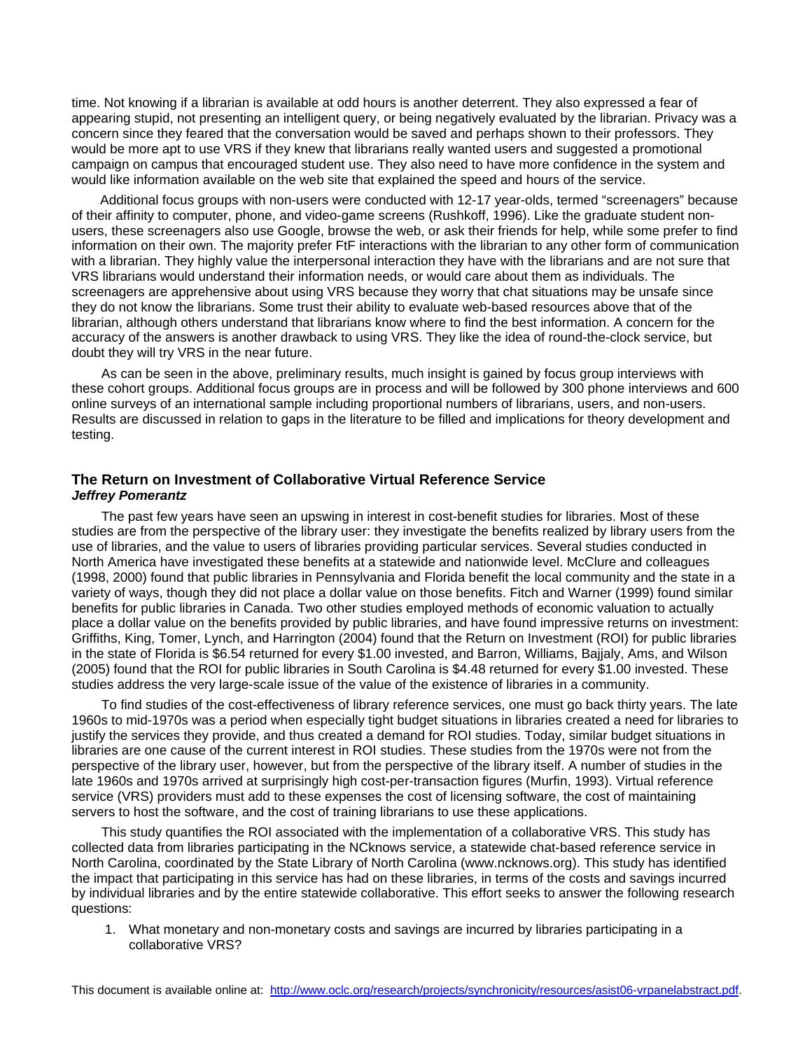time. Not knowing if a librarian is available at odd hours is another deterrent. They also expressed a fear of appearing stupid, not presenting an intelligent query, or being negatively evaluated by the librarian. Privacy was a concern since they feared that the conversation would be saved and perhaps shown to their professors. They would be more apt to use VRS if they knew that librarians really wanted users and suggested a promotional campaign on campus that encouraged student use. They also need to have more confidence in the system and would like information available on the web site that explained the speed and hours of the service.

Additional focus groups with non-users were conducted with 12-17 year-olds, termed "screenagers" because of their affinity to computer, phone, and video-game screens (Rushkoff, 1996). Like the graduate student non-users, these screenagers also use Google, browse the web, or ask their friends for help, while some prefer to find information on their own. The majority prefer FtF interactions with the librarian to any other form of communication with a librarian. They highly value the interpersonal interaction they have with the librarians and are not sure that VRS librarians would understand their information needs, or would care about them as individuals. The screenagers are apprehensive about using VRS because they worry that chat situations may be unsafe since they do not know the librarians. Some trust their ability to evaluate web-based resources above that of the librarian, although others understand that librarians know where to find the best information. A concern for the accuracy of the answers is another drawback to using VRS. They like the idea of round-the-clock service, but doubt they will try VRS in the near future.

As can be seen in the above, preliminary results, much insight is gained by focus group interviews with these cohort groups. Additional focus groups are in process and will be followed by 300 phone interviews and 600 online surveys of an international sample including proportional numbers of librarians, users, and non-users. Results are discussed in relation to gaps in the literature to be filled and implications for theory development and testing.

### The Return on Investment of Collaborative Virtual Reference Service

***Jeffrey Pomerantz***

The past few years have seen an upswing in interest in cost-benefit studies for libraries. Most of these studies are from the perspective of the library user: they investigate the benefits realized by library users from the use of libraries, and the value to users of libraries providing particular services. Several studies conducted in North America have investigated these benefits at a statewide and nationwide level. McClure and colleagues (1998, 2000) found that public libraries in Pennsylvania and Florida benefit the local community and the state in a variety of ways, though they did not place a dollar value on those benefits. Fitch and Warner (1999) found similar benefits for public libraries in Canada. Two other studies employed methods of economic valuation to actually place a dollar value on the benefits provided by public libraries, and have found impressive returns on investment: Griffiths, King, Tomer, Lynch, and Harrington (2004) found that the Return on Investment (ROI) for public libraries in the state of Florida is $6.54 returned for every $1.00 invested, and Barron, Williams, Bajjaly, Ams, and Wilson (2005) found that the ROI for public libraries in South Carolina is $4.48 returned for every $1.00 invested. These studies address the very large-scale issue of the value of the existence of libraries in a community.

To find studies of the cost-effectiveness of library reference services, one must go back thirty years. The late 1960s to mid-1970s was a period when especially tight budget situations in libraries created a need for libraries to justify the services they provide, and thus created a demand for ROI studies. Today, similar budget situations in libraries are one cause of the current interest in ROI studies. These studies from the 1970s were not from the perspective of the library user, however, but from the perspective of the library itself. A number of studies in the late 1960s and 1970s arrived at surprisingly high cost-per-transaction figures (Murfin, 1993). Virtual reference service (VRS) providers must add to these expenses the cost of licensing software, the cost of maintaining servers to host the software, and the cost of training librarians to use these applications.

This study quantifies the ROI associated with the implementation of a collaborative VRS. This study has collected data from libraries participating in the NCknows service, a statewide chat-based reference service in North Carolina, coordinated by the State Library of North Carolina (www.ncknows.org). This study has identified the impact that participating in this service has had on these libraries, in terms of the costs and savings incurred by individual libraries and by the entire statewide collaborative. This effort seeks to answer the following research questions:

1. What monetary and non-monetary costs and savings are incurred by libraries participating in a collaborative VRS?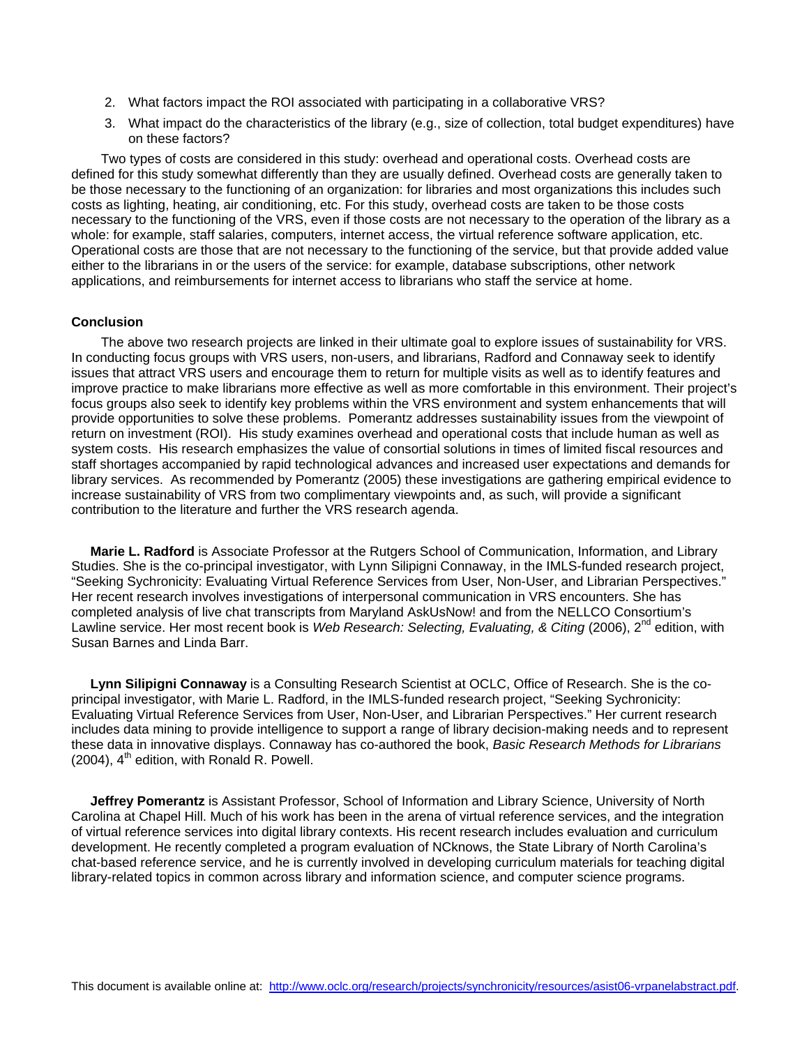2. What factors impact the ROI associated with participating in a collaborative VRS?
3. What impact do the characteristics of the library (e.g., size of collection, total budget expenditures) have on these factors?

Two types of costs are considered in this study: overhead and operational costs. Overhead costs are defined for this study somewhat differently than they are usually defined. Overhead costs are generally taken to be those necessary to the functioning of an organization: for libraries and most organizations this includes such costs as lighting, heating, air conditioning, etc. For this study, overhead costs are taken to be those costs necessary to the functioning of the VRS, even if those costs are not necessary to the operation of the library as a whole: for example, staff salaries, computers, internet access, the virtual reference software application, etc. Operational costs are those that are not necessary to the functioning of the service, but that provide added value either to the librarians in or the users of the service: for example, database subscriptions, other network applications, and reimbursements for internet access to librarians who staff the service at home.

### Conclusion

The above two research projects are linked in their ultimate goal to explore issues of sustainability for VRS. In conducting focus groups with VRS users, non-users, and librarians, Radford and Connaway seek to identify issues that attract VRS users and encourage them to return for multiple visits as well as to identify features and improve practice to make librarians more effective as well as more comfortable in this environment. Their project's focus groups also seek to identify key problems within the VRS environment and system enhancements that will provide opportunities to solve these problems. Pomerantz addresses sustainability issues from the viewpoint of return on investment (ROI). His study examines overhead and operational costs that include human as well as system costs. His research emphasizes the value of consortial solutions in times of limited fiscal resources and staff shortages accompanied by rapid technological advances and increased user expectations and demands for library services. As recommended by Pomerantz (2005) these investigations are gathering empirical evidence to increase sustainability of VRS from two complimentary viewpoints and, as such, will provide a significant contribution to the literature and further the VRS research agenda.

**Marie L. Radford** is Associate Professor at the Rutgers School of Communication, Information, and Library Studies. She is the co-principal investigator, with Lynn Silipigni Connaway, in the IMLS-funded research project, "Seeking Sychronicity: Evaluating Virtual Reference Services from User, Non-User, and Librarian Perspectives." Her recent research involves investigations of interpersonal communication in VRS encounters. She has completed analysis of live chat transcripts from Maryland AskUsNow! and from the NELLCO Consortium's Lawline service. Her most recent book is *Web Research: Selecting, Evaluating, & Citing* (2006), 2nd edition, with Susan Barnes and Linda Barr.

**Lynn Silipigni Connaway** is a Consulting Research Scientist at OCLC, Office of Research. She is the co-principal investigator, with Marie L. Radford, in the IMLS-funded research project, "Seeking Sychronicity: Evaluating Virtual Reference Services from User, Non-User, and Librarian Perspectives." Her current research includes data mining to provide intelligence to support a range of library decision-making needs and to represent these data in innovative displays. Connaway has co-authored the book, *Basic Research Methods for Librarians* (2004), 4th edition, with Ronald R. Powell.

**Jeffrey Pomerantz** is Assistant Professor, School of Information and Library Science, University of North Carolina at Chapel Hill. Much of his work has been in the arena of virtual reference services, and the integration of virtual reference services into digital library contexts. His recent research includes evaluation and curriculum development. He recently completed a program evaluation of NCknows, the State Library of North Carolina's chat-based reference service, and he is currently involved in developing curriculum materials for teaching digital library-related topics in common across library and information science, and computer science programs.

This document is available online at: http://www.oclc.org/research/projects/synchronicity/resources/asist06-vrpanelabstract.pdf.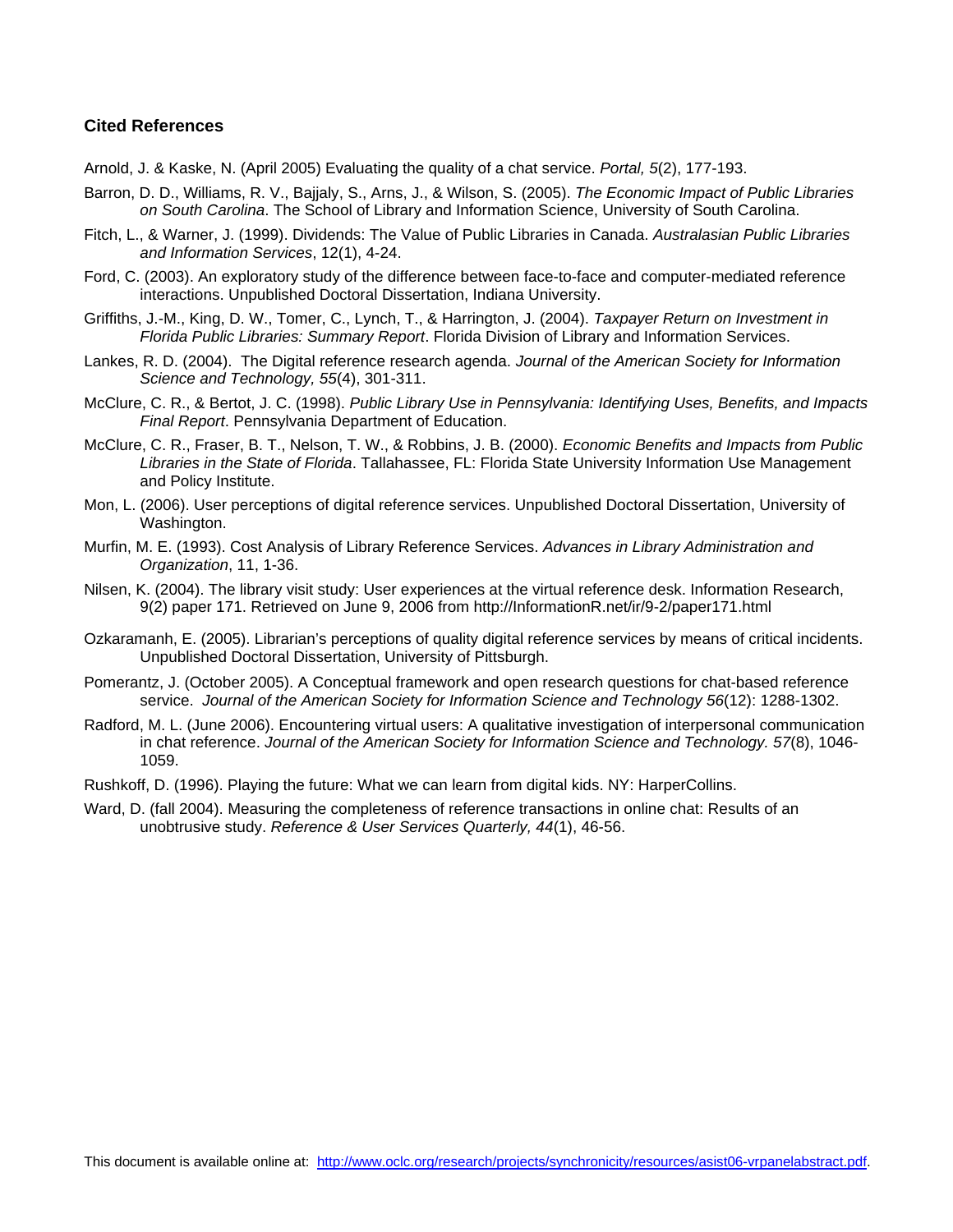### Cited References

Arnold, J. & Kaske, N. (April 2005) Evaluating the quality of a chat service. *Portal, 5*(2), 177-193.

Barron, D. D., Williams, R. V., Bajjaly, S., Arns, J., & Wilson, S. (2005). *The Economic Impact of Public Libraries on South Carolina*. The School of Library and Information Science, University of South Carolina.

Fitch, L., & Warner, J. (1999). Dividends: The Value of Public Libraries in Canada. *Australasian Public Libraries and Information Services*, 12(1), 4-24.

Ford, C. (2003). An exploratory study of the difference between face-to-face and computer-mediated reference interactions. Unpublished Doctoral Dissertation, Indiana University.

Griffiths, J.-M., King, D. W., Tomer, C., Lynch, T., & Harrington, J. (2004). *Taxpayer Return on Investment in Florida Public Libraries: Summary Report*. Florida Division of Library and Information Services.

Lankes, R. D. (2004). The Digital reference research agenda. *Journal of the American Society for Information Science and Technology, 55*(4), 301-311.

McClure, C. R., & Bertot, J. C. (1998). *Public Library Use in Pennsylvania: Identifying Uses, Benefits, and Impacts Final Report*. Pennsylvania Department of Education.

McClure, C. R., Fraser, B. T., Nelson, T. W., & Robbins, J. B. (2000). *Economic Benefits and Impacts from Public Libraries in the State of Florida*. Tallahassee, FL: Florida State University Information Use Management and Policy Institute.

Mon, L. (2006). User perceptions of digital reference services. Unpublished Doctoral Dissertation, University of Washington.

Murfin, M. E. (1993). Cost Analysis of Library Reference Services. *Advances in Library Administration and Organization*, 11, 1-36.

Nilsen, K. (2004). The library visit study: User experiences at the virtual reference desk. Information Research, 9(2) paper 171. Retrieved on June 9, 2006 from http://InformationR.net/ir/9-2/paper171.html

Ozkaramanh, E. (2005). Librarian's perceptions of quality digital reference services by means of critical incidents. Unpublished Doctoral Dissertation, University of Pittsburgh.

Pomerantz, J. (October 2005). A Conceptual framework and open research questions for chat-based reference service. *Journal of the American Society for Information Science and Technology 56*(12): 1288-1302.

Radford, M. L. (June 2006). Encountering virtual users: A qualitative investigation of interpersonal communication in chat reference. *Journal of the American Society for Information Science and Technology. 57*(8), 1046-1059.

Rushkoff, D. (1996). Playing the future: What we can learn from digital kids. NY: HarperCollins.

Ward, D. (fall 2004). Measuring the completeness of reference transactions in online chat: Results of an unobtrusive study. *Reference & User Services Quarterly, 44*(1), 46-56.

This document is available online at: http://www.oclc.org/research/projects/synchronicity/resources/asist06-vrpanelabstract.pdf.